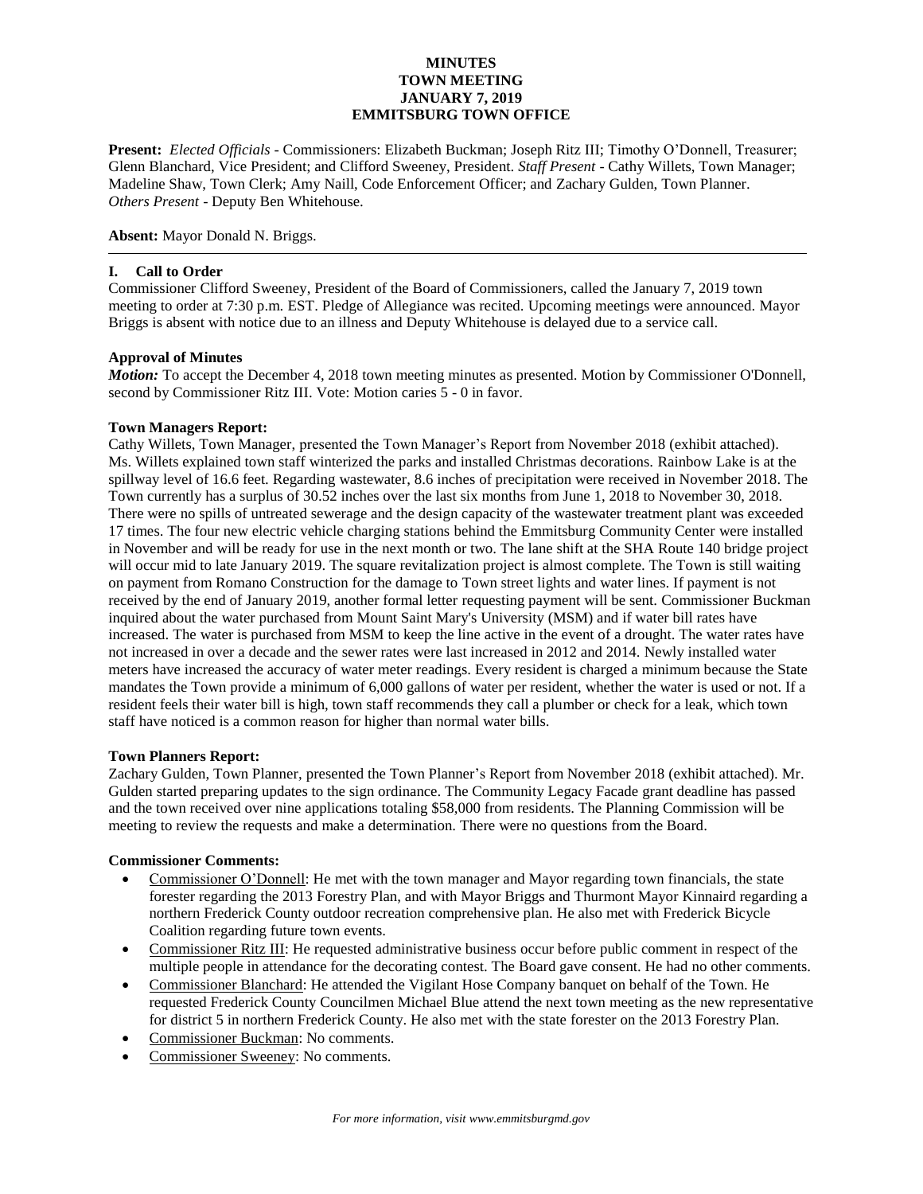# MINUTES
## TOWN MEETING
## JANUARY 7, 2019
## EMMITSBURG TOWN OFFICE

**Present:** *Elected Officials* - Commissioners: Elizabeth Buckman; Joseph Ritz III; Timothy O'Donnell, Treasurer; Glenn Blanchard, Vice President; and Clifford Sweeney, President. *Staff Present* - Cathy Willets, Town Manager; Madeline Shaw, Town Clerk; Amy Naill, Code Enforcement Officer; and Zachary Gulden, Town Planner. *Others Present* - Deputy Ben Whitehouse.

**Absent:** Mayor Donald N. Briggs.

---

### I. Call to Order

Commissioner Clifford Sweeney, President of the Board of Commissioners, called the January 7, 2019 town meeting to order at 7:30 p.m. EST. Pledge of Allegiance was recited. Upcoming meetings were announced. Mayor Briggs is absent with notice due to an illness and Deputy Whitehouse is delayed due to a service call.

### Approval of Minutes

***Motion:*** To accept the December 4, 2018 town meeting minutes as presented. Motion by Commissioner O'Donnell, second by Commissioner Ritz III. Vote: Motion caries 5 - 0 in favor.

### Town Managers Report:

Cathy Willets, Town Manager, presented the Town Manager's Report from November 2018 (exhibit attached). Ms. Willets explained town staff winterized the parks and installed Christmas decorations. Rainbow Lake is at the spillway level of 16.6 feet. Regarding wastewater, 8.6 inches of precipitation were received in November 2018. The Town currently has a surplus of 30.52 inches over the last six months from June 1, 2018 to November 30, 2018. There were no spills of untreated sewerage and the design capacity of the wastewater treatment plant was exceeded 17 times. The four new electric vehicle charging stations behind the Emmitsburg Community Center were installed in November and will be ready for use in the next month or two. The lane shift at the SHA Route 140 bridge project will occur mid to late January 2019. The square revitalization project is almost complete. The Town is still waiting on payment from Romano Construction for the damage to Town street lights and water lines. If payment is not received by the end of January 2019, another formal letter requesting payment will be sent. Commissioner Buckman inquired about the water purchased from Mount Saint Mary's University (MSM) and if water bill rates have increased. The water is purchased from MSM to keep the line active in the event of a drought. The water rates have not increased in over a decade and the sewer rates were last increased in 2012 and 2014. Newly installed water meters have increased the accuracy of water meter readings. Every resident is charged a minimum because the State mandates the Town provide a minimum of 6,000 gallons of water per resident, whether the water is used or not. If a resident feels their water bill is high, town staff recommends they call a plumber or check for a leak, which town staff have noticed is a common reason for higher than normal water bills.

### Town Planners Report:

Zachary Gulden, Town Planner, presented the Town Planner's Report from November 2018 (exhibit attached). Mr. Gulden started preparing updates to the sign ordinance. The Community Legacy Facade grant deadline has passed and the town received over nine applications totaling $58,000 from residents. The Planning Commission will be meeting to review the requests and make a determination. There were no questions from the Board.

### Commissioner Comments:

- Commissioner O'Donnell: He met with the town manager and Mayor regarding town financials, the state forester regarding the 2013 Forestry Plan, and with Mayor Briggs and Thurmont Mayor Kinnaird regarding a northern Frederick County outdoor recreation comprehensive plan. He also met with Frederick Bicycle Coalition regarding future town events.
- Commissioner Ritz III: He requested administrative business occur before public comment in respect of the multiple people in attendance for the decorating contest. The Board gave consent. He had no other comments.
- Commissioner Blanchard: He attended the Vigilant Hose Company banquet on behalf of the Town. He requested Frederick County Councilmen Michael Blue attend the next town meeting as the new representative for district 5 in northern Frederick County. He also met with the state forester on the 2013 Forestry Plan.
- Commissioner Buckman: No comments.
- Commissioner Sweeney: No comments.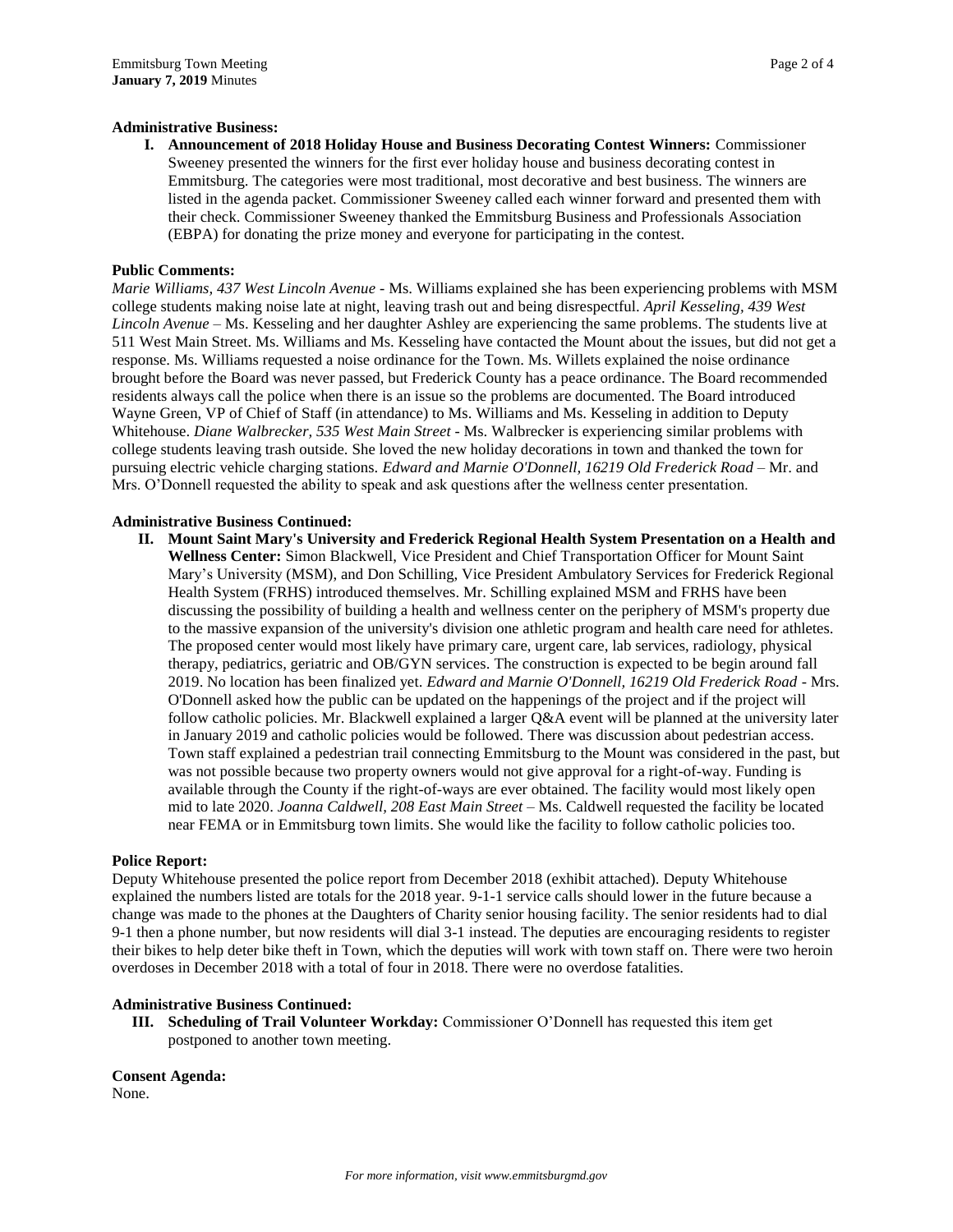**Administrative Business:**

I. **Announcement of 2018 Holiday House and Business Decorating Contest Winners:** Commissioner Sweeney presented the winners for the first ever holiday house and business decorating contest in Emmitsburg. The categories were most traditional, most decorative and best business. The winners are listed in the agenda packet. Commissioner Sweeney called each winner forward and presented them with their check. Commissioner Sweeney thanked the Emmitsburg Business and Professionals Association (EBPA) for donating the prize money and everyone for participating in the contest.

**Public Comments:**

*Marie Williams, 437 West Lincoln Avenue* - Ms. Williams explained she has been experiencing problems with MSM college students making noise late at night, leaving trash out and being disrespectful. *April Kesseling, 439 West Lincoln Avenue* – Ms. Kesseling and her daughter Ashley are experiencing the same problems. The students live at 511 West Main Street. Ms. Williams and Ms. Kesseling have contacted the Mount about the issues, but did not get a response. Ms. Williams requested a noise ordinance for the Town. Ms. Willets explained the noise ordinance brought before the Board was never passed, but Frederick County has a peace ordinance. The Board recommended residents always call the police when there is an issue so the problems are documented. The Board introduced Wayne Green, VP of Chief of Staff (in attendance) to Ms. Williams and Ms. Kesseling in addition to Deputy Whitehouse. *Diane Walbrecker, 535 West Main Street* - Ms. Walbrecker is experiencing similar problems with college students leaving trash outside. She loved the new holiday decorations in town and thanked the town for pursuing electric vehicle charging stations. *Edward and Marnie O'Donnell, 16219 Old Frederick Road* – Mr. and Mrs. O'Donnell requested the ability to speak and ask questions after the wellness center presentation.

**Administrative Business Continued:**

II. **Mount Saint Mary's University and Frederick Regional Health System Presentation on a Health and Wellness Center:** Simon Blackwell, Vice President and Chief Transportation Officer for Mount Saint Mary's University (MSM), and Don Schilling, Vice President Ambulatory Services for Frederick Regional Health System (FRHS) introduced themselves. Mr. Schilling explained MSM and FRHS have been discussing the possibility of building a health and wellness center on the periphery of MSM's property due to the massive expansion of the university's division one athletic program and health care need for athletes. The proposed center would most likely have primary care, urgent care, lab services, radiology, physical therapy, pediatrics, geriatric and OB/GYN services. The construction is expected to be begin around fall 2019. No location has been finalized yet. *Edward and Marnie O'Donnell, 16219 Old Frederick Road* - Mrs. O'Donnell asked how the public can be updated on the happenings of the project and if the project will follow catholic policies. Mr. Blackwell explained a larger Q&A event will be planned at the university later in January 2019 and catholic policies would be followed. There was discussion about pedestrian access. Town staff explained a pedestrian trail connecting Emmitsburg to the Mount was considered in the past, but was not possible because two property owners would not give approval for a right-of-way. Funding is available through the County if the right-of-ways are ever obtained. The facility would most likely open mid to late 2020. *Joanna Caldwell, 208 East Main Street* – Ms. Caldwell requested the facility be located near FEMA or in Emmitsburg town limits. She would like the facility to follow catholic policies too.

**Police Report:**

Deputy Whitehouse presented the police report from December 2018 (exhibit attached). Deputy Whitehouse explained the numbers listed are totals for the 2018 year. 9-1-1 service calls should lower in the future because a change was made to the phones at the Daughters of Charity senior housing facility. The senior residents had to dial 9-1 then a phone number, but now residents will dial 3-1 instead. The deputies are encouraging residents to register their bikes to help deter bike theft in Town, which the deputies will work with town staff on. There were two heroin overdoses in December 2018 with a total of four in 2018. There were no overdose fatalities.

**Administrative Business Continued:**

III. **Scheduling of Trail Volunteer Workday:** Commissioner O'Donnell has requested this item get postponed to another town meeting.

**Consent Agenda:**

None.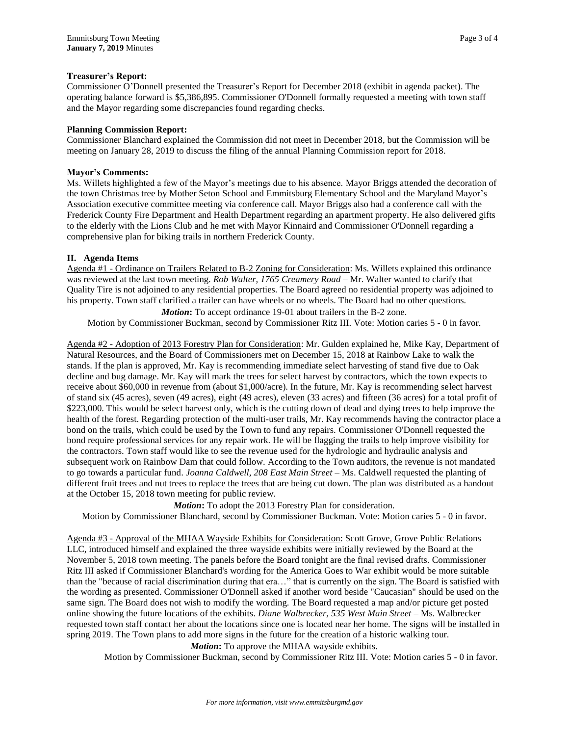**Treasurer's Report:**
Commissioner O'Donnell presented the Treasurer's Report for December 2018 (exhibit in agenda packet). The operating balance forward is $5,386,895. Commissioner O'Donnell formally requested a meeting with town staff and the Mayor regarding some discrepancies found regarding checks.

**Planning Commission Report:**
Commissioner Blanchard explained the Commission did not meet in December 2018, but the Commission will be meeting on January 28, 2019 to discuss the filing of the annual Planning Commission report for 2018.

**Mayor's Comments:**
Ms. Willets highlighted a few of the Mayor's meetings due to his absence. Mayor Briggs attended the decoration of the town Christmas tree by Mother Seton School and Emmitsburg Elementary School and the Maryland Mayor's Association executive committee meeting via conference call. Mayor Briggs also had a conference call with the Frederick County Fire Department and Health Department regarding an apartment property. He also delivered gifts to the elderly with the Lions Club and he met with Mayor Kinnaird and Commissioner O'Donnell regarding a comprehensive plan for biking trails in northern Frederick County.

## II. Agenda Items

Agenda #1 - Ordinance on Trailers Related to B-2 Zoning for Consideration: Ms. Willets explained this ordinance was reviewed at the last town meeting. *Rob Walter, 1765 Creamery Road* – Mr. Walter wanted to clarify that Quality Tire is not adjoined to any residential properties. The Board agreed no residential property was adjoined to his property. Town staff clarified a trailer can have wheels or no wheels. The Board had no other questions.

***Motion*:** To accept ordinance 19-01 about trailers in the B-2 zone.
Motion by Commissioner Buckman, second by Commissioner Ritz III. Vote: Motion caries 5 - 0 in favor.

Agenda #2 - Adoption of 2013 Forestry Plan for Consideration: Mr. Gulden explained he, Mike Kay, Department of Natural Resources, and the Board of Commissioners met on December 15, 2018 at Rainbow Lake to walk the stands. If the plan is approved, Mr. Kay is recommending immediate select harvesting of stand five due to Oak decline and bug damage. Mr. Kay will mark the trees for select harvest by contractors, which the town expects to receive about $60,000 in revenue from (about $1,000/acre). In the future, Mr. Kay is recommending select harvest of stand six (45 acres), seven (49 acres), eight (49 acres), eleven (33 acres) and fifteen (36 acres) for a total profit of $223,000. This would be select harvest only, which is the cutting down of dead and dying trees to help improve the health of the forest. Regarding protection of the multi-user trails, Mr. Kay recommends having the contractor place a bond on the trails, which could be used by the Town to fund any repairs. Commissioner O'Donnell requested the bond require professional services for any repair work. He will be flagging the trails to help improve visibility for the contractors. Town staff would like to see the revenue used for the hydrologic and hydraulic analysis and subsequent work on Rainbow Dam that could follow. According to the Town auditors, the revenue is not mandated to go towards a particular fund. *Joanna Caldwell, 208 East Main Street* – Ms. Caldwell requested the planting of different fruit trees and nut trees to replace the trees that are being cut down. The plan was distributed as a handout at the October 15, 2018 town meeting for public review.

***Motion*:** To adopt the 2013 Forestry Plan for consideration.
Motion by Commissioner Blanchard, second by Commissioner Buckman. Vote: Motion caries 5 - 0 in favor.

Agenda #3 - Approval of the MHAA Wayside Exhibits for Consideration: Scott Grove, Grove Public Relations LLC, introduced himself and explained the three wayside exhibits were initially reviewed by the Board at the November 5, 2018 town meeting. The panels before the Board tonight are the final revised drafts. Commissioner Ritz III asked if Commissioner Blanchard's wording for the America Goes to War exhibit would be more suitable than the "because of racial discrimination during that era…" that is currently on the sign. The Board is satisfied with the wording as presented. Commissioner O'Donnell asked if another word beside "Caucasian" should be used on the same sign. The Board does not wish to modify the wording. The Board requested a map and/or picture get posted online showing the future locations of the exhibits. *Diane Walbrecker, 535 West Main Street* – Ms. Walbrecker requested town staff contact her about the locations since one is located near her home. The signs will be installed in spring 2019. The Town plans to add more signs in the future for the creation of a historic walking tour.

***Motion*:** To approve the MHAA wayside exhibits.
Motion by Commissioner Buckman, second by Commissioner Ritz III. Vote: Motion caries 5 - 0 in favor.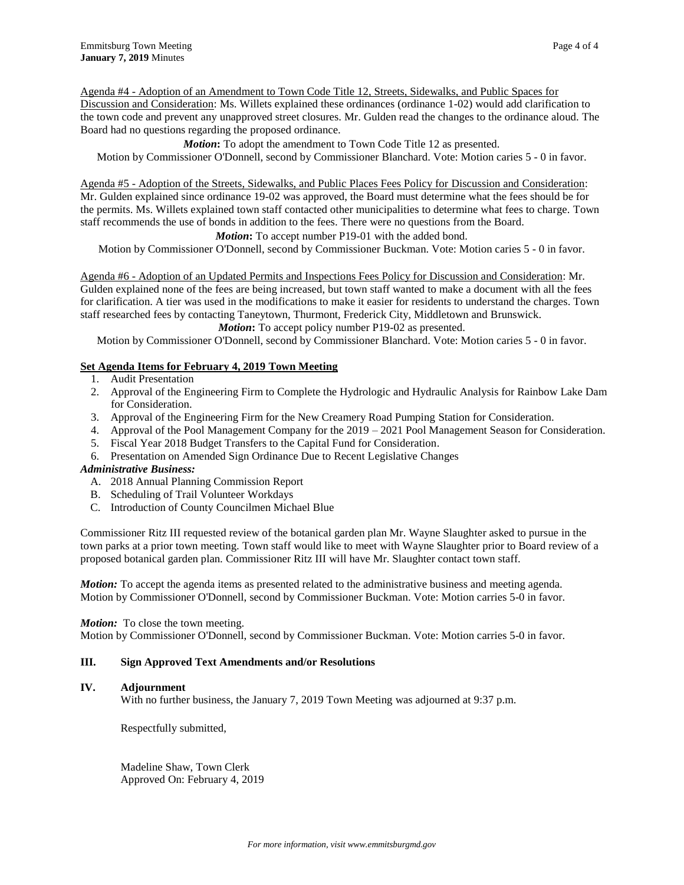Agenda #4 - Adoption of an Amendment to Town Code Title 12, Streets, Sidewalks, and Public Spaces for Discussion and Consideration: Ms. Willets explained these ordinances (ordinance 1-02) would add clarification to the town code and prevent any unapproved street closures. Mr. Gulden read the changes to the ordinance aloud. The Board had no questions regarding the proposed ordinance.

***Motion*:** To adopt the amendment to Town Code Title 12 as presented.
Motion by Commissioner O'Donnell, second by Commissioner Blanchard. Vote: Motion caries 5 - 0 in favor.

Agenda #5 - Adoption of the Streets, Sidewalks, and Public Places Fees Policy for Discussion and Consideration: Mr. Gulden explained since ordinance 19-02 was approved, the Board must determine what the fees should be for the permits. Ms. Willets explained town staff contacted other municipalities to determine what fees to charge. Town staff recommends the use of bonds in addition to the fees. There were no questions from the Board.

***Motion*:** To accept number P19-01 with the added bond.
Motion by Commissioner O'Donnell, second by Commissioner Buckman. Vote: Motion caries 5 - 0 in favor.

Agenda #6 - Adoption of an Updated Permits and Inspections Fees Policy for Discussion and Consideration: Mr. Gulden explained none of the fees are being increased, but town staff wanted to make a document with all the fees for clarification. A tier was used in the modifications to make it easier for residents to understand the charges. Town staff researched fees by contacting Taneytown, Thurmont, Frederick City, Middletown and Brunswick.

***Motion*:** To accept policy number P19-02 as presented.
Motion by Commissioner O'Donnell, second by Commissioner Blanchard. Vote: Motion caries 5 - 0 in favor.

**Set Agenda Items for February 4, 2019 Town Meeting**

1. Audit Presentation
2. Approval of the Engineering Firm to Complete the Hydrologic and Hydraulic Analysis for Rainbow Lake Dam for Consideration.
3. Approval of the Engineering Firm for the New Creamery Road Pumping Station for Consideration.
4. Approval of the Pool Management Company for the 2019 – 2021 Pool Management Season for Consideration.
5. Fiscal Year 2018 Budget Transfers to the Capital Fund for Consideration.
6. Presentation on Amended Sign Ordinance Due to Recent Legislative Changes

***Administrative Business:***

A. 2018 Annual Planning Commission Report
B. Scheduling of Trail Volunteer Workdays
C. Introduction of County Councilmen Michael Blue

Commissioner Ritz III requested review of the botanical garden plan Mr. Wayne Slaughter asked to pursue in the town parks at a prior town meeting. Town staff would like to meet with Wayne Slaughter prior to Board review of a proposed botanical garden plan. Commissioner Ritz III will have Mr. Slaughter contact town staff.

***Motion:*** To accept the agenda items as presented related to the administrative business and meeting agenda.
Motion by Commissioner O'Donnell, second by Commissioner Buckman. Vote: Motion carries 5-0 in favor.

***Motion:*** To close the town meeting.
Motion by Commissioner O'Donnell, second by Commissioner Buckman. Vote: Motion carries 5-0 in favor.

## III. Sign Approved Text Amendments and/or Resolutions

## IV. Adjournment

With no further business, the January 7, 2019 Town Meeting was adjourned at 9:37 p.m.

Respectfully submitted,

Madeline Shaw, Town Clerk
Approved On: February 4, 2019